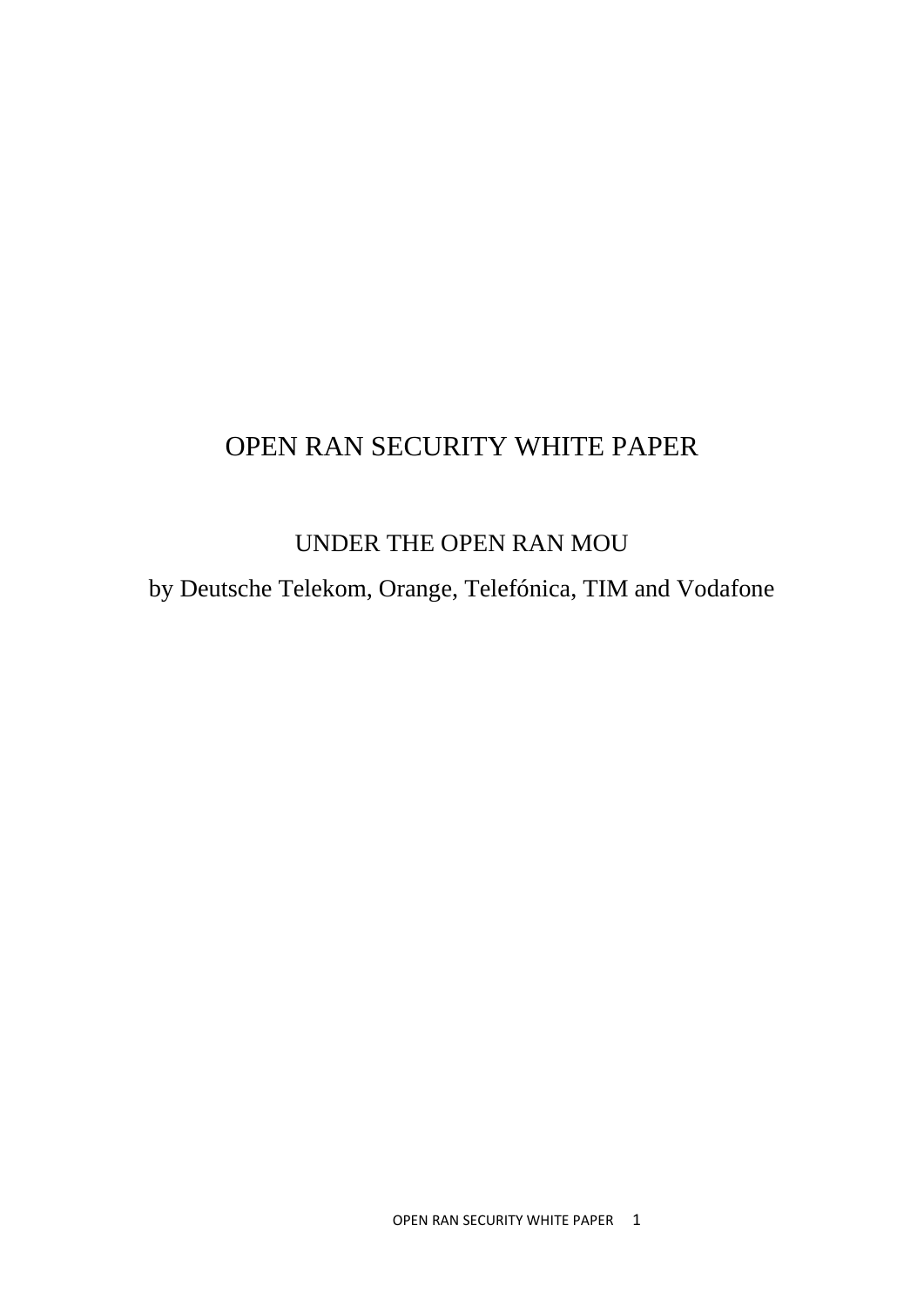# OPEN RAN SECURITY WHITE PAPER

## UNDER THE OPEN RAN MOU

by Deutsche Telekom, Orange, Telefónica, TIM and Vodafone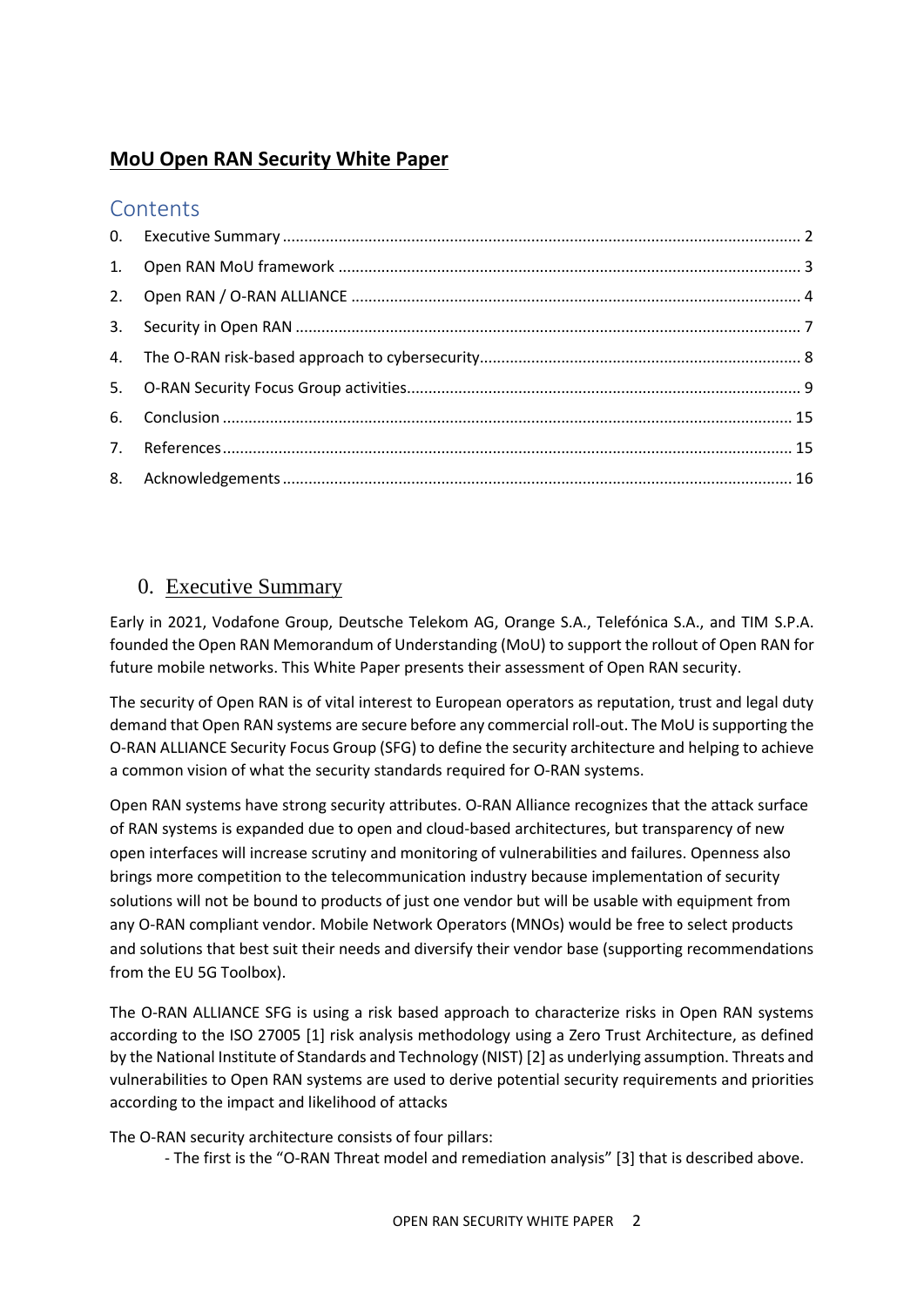## MoU Open RAN Security White Paper

# Contents

0. Executive Summary ........ 2
1. Open RAN MoU framework ........ 3
2. Open RAN / O-RAN ALLIANCE ........ 4
3. Security in Open RAN ........ 7
4. The O-RAN risk-based approach to cybersecurity ........ 8
5. O-RAN Security Focus Group activities ........ 9
6. Conclusion ........ 15
7. References ........ 15
8. Acknowledgements ........ 16

# 0. Executive Summary

Early in 2021, Vodafone Group, Deutsche Telekom AG, Orange S.A., Telefónica S.A., and TIM S.P.A. founded the Open RAN Memorandum of Understanding (MoU) to support the rollout of Open RAN for future mobile networks. This White Paper presents their assessment of Open RAN security.

The security of Open RAN is of vital interest to European operators as reputation, trust and legal duty demand that Open RAN systems are secure before any commercial roll-out. The MoU is supporting the O-RAN ALLIANCE Security Focus Group (SFG) to define the security architecture and helping to achieve a common vision of what the security standards required for O-RAN systems.

Open RAN systems have strong security attributes. O-RAN Alliance recognizes that the attack surface of RAN systems is expanded due to open and cloud-based architectures, but transparency of new open interfaces will increase scrutiny and monitoring of vulnerabilities and failures. Openness also brings more competition to the telecommunication industry because implementation of security solutions will not be bound to products of just one vendor but will be usable with equipment from any O-RAN compliant vendor. Mobile Network Operators (MNOs) would be free to select products and solutions that best suit their needs and diversify their vendor base (supporting recommendations from the EU 5G Toolbox).

The O-RAN ALLIANCE SFG is using a risk based approach to characterize risks in Open RAN systems according to the ISO 27005 [1] risk analysis methodology using a Zero Trust Architecture, as defined by the National Institute of Standards and Technology (NIST) [2] as underlying assumption. Threats and vulnerabilities to Open RAN systems are used to derive potential security requirements and priorities according to the impact and likelihood of attacks

The O-RAN security architecture consists of four pillars:

- The first is the "O-RAN Threat model and remediation analysis" [3] that is described above.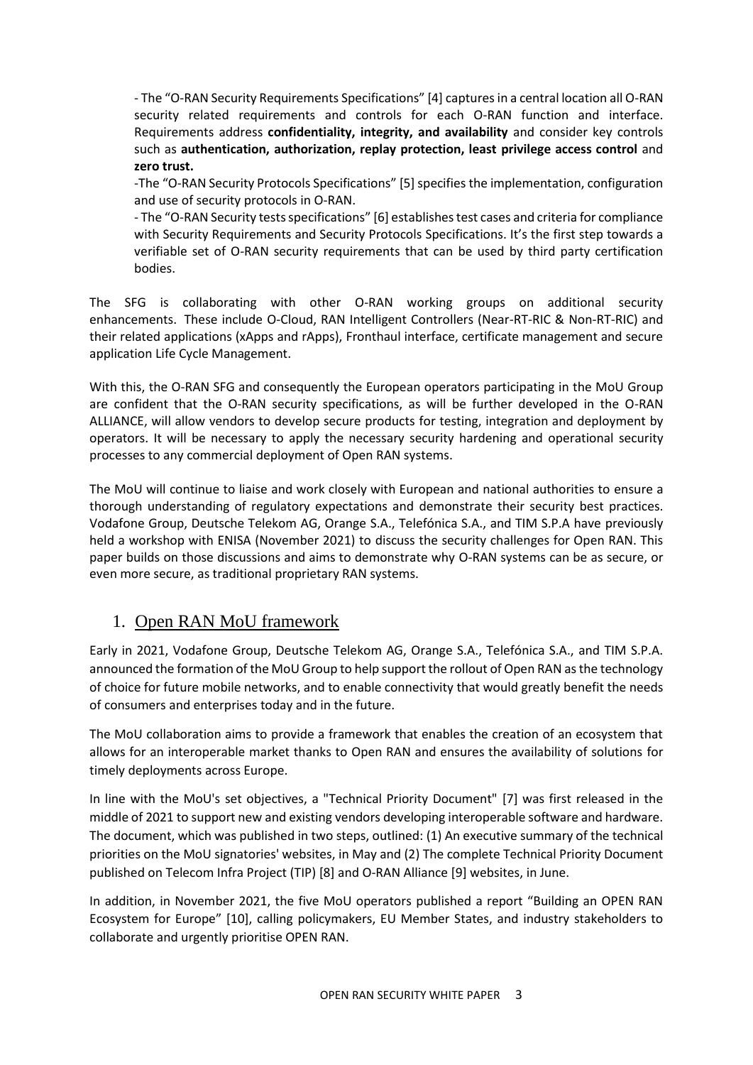- The "O-RAN Security Requirements Specifications" [4] captures in a central location all O-RAN security related requirements and controls for each O-RAN function and interface. Requirements address **confidentiality, integrity, and availability** and consider key controls such as **authentication, authorization, replay protection, least privilege access control** and **zero trust.**

-The "O-RAN Security Protocols Specifications" [5] specifies the implementation, configuration and use of security protocols in O-RAN.

- The "O-RAN Security tests specifications" [6] establishes test cases and criteria for compliance with Security Requirements and Security Protocols Specifications. It's the first step towards a verifiable set of O-RAN security requirements that can be used by third party certification bodies.

The SFG is collaborating with other O-RAN working groups on additional security enhancements. These include O-Cloud, RAN Intelligent Controllers (Near-RT-RIC & Non-RT-RIC) and their related applications (xApps and rApps), Fronthaul interface, certificate management and secure application Life Cycle Management.

With this, the O-RAN SFG and consequently the European operators participating in the MoU Group are confident that the O-RAN security specifications, as will be further developed in the O-RAN ALLIANCE, will allow vendors to develop secure products for testing, integration and deployment by operators. It will be necessary to apply the necessary security hardening and operational security processes to any commercial deployment of Open RAN systems.

The MoU will continue to liaise and work closely with European and national authorities to ensure a thorough understanding of regulatory expectations and demonstrate their security best practices. Vodafone Group, Deutsche Telekom AG, Orange S.A., Telefónica S.A., and TIM S.P.A have previously held a workshop with ENISA (November 2021) to discuss the security challenges for Open RAN. This paper builds on those discussions and aims to demonstrate why O-RAN systems can be as secure, or even more secure, as traditional proprietary RAN systems.

# 1. Open RAN MoU framework

Early in 2021, Vodafone Group, Deutsche Telekom AG, Orange S.A., Telefónica S.A., and TIM S.P.A. announced the formation of the MoU Group to help support the rollout of Open RAN as the technology of choice for future mobile networks, and to enable connectivity that would greatly benefit the needs of consumers and enterprises today and in the future.

The MoU collaboration aims to provide a framework that enables the creation of an ecosystem that allows for an interoperable market thanks to Open RAN and ensures the availability of solutions for timely deployments across Europe.

In line with the MoU's set objectives, a "Technical Priority Document" [7] was first released in the middle of 2021 to support new and existing vendors developing interoperable software and hardware. The document, which was published in two steps, outlined: (1) An executive summary of the technical priorities on the MoU signatories' websites, in May and (2) The complete Technical Priority Document published on Telecom Infra Project (TIP) [8] and O-RAN Alliance [9] websites, in June.

In addition, in November 2021, the five MoU operators published a report "Building an OPEN RAN Ecosystem for Europe" [10], calling policymakers, EU Member States, and industry stakeholders to collaborate and urgently prioritise OPEN RAN.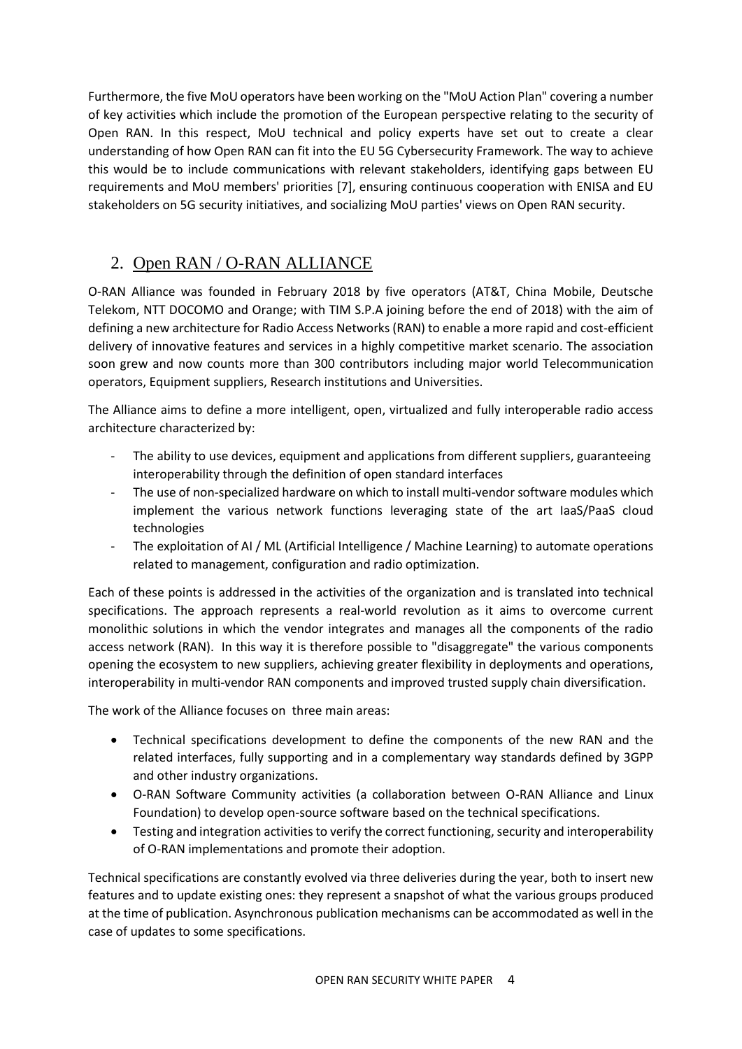Furthermore, the five MoU operators have been working on the "MoU Action Plan" covering a number of key activities which include the promotion of the European perspective relating to the security of Open RAN. In this respect, MoU technical and policy experts have set out to create a clear understanding of how Open RAN can fit into the EU 5G Cybersecurity Framework. The way to achieve this would be to include communications with relevant stakeholders, identifying gaps between EU requirements and MoU members' priorities [7], ensuring continuous cooperation with ENISA and EU stakeholders on 5G security initiatives, and socializing MoU parties' views on Open RAN security.

## 2. Open RAN / O-RAN ALLIANCE

O-RAN Alliance was founded in February 2018 by five operators (AT&T, China Mobile, Deutsche Telekom, NTT DOCOMO and Orange; with TIM S.P.A joining before the end of 2018) with the aim of defining a new architecture for Radio Access Networks (RAN) to enable a more rapid and cost-efficient delivery of innovative features and services in a highly competitive market scenario. The association soon grew and now counts more than 300 contributors including major world Telecommunication operators, Equipment suppliers, Research institutions and Universities.

The Alliance aims to define a more intelligent, open, virtualized and fully interoperable radio access architecture characterized by:

- The ability to use devices, equipment and applications from different suppliers, guaranteeing interoperability through the definition of open standard interfaces
- The use of non-specialized hardware on which to install multi-vendor software modules which implement the various network functions leveraging state of the art IaaS/PaaS cloud technologies
- The exploitation of AI / ML (Artificial Intelligence / Machine Learning) to automate operations related to management, configuration and radio optimization.

Each of these points is addressed in the activities of the organization and is translated into technical specifications. The approach represents a real-world revolution as it aims to overcome current monolithic solutions in which the vendor integrates and manages all the components of the radio access network (RAN). In this way it is therefore possible to "disaggregate" the various components opening the ecosystem to new suppliers, achieving greater flexibility in deployments and operations, interoperability in multi-vendor RAN components and improved trusted supply chain diversification.

The work of the Alliance focuses on three main areas:

- Technical specifications development to define the components of the new RAN and the related interfaces, fully supporting and in a complementary way standards defined by 3GPP and other industry organizations.
- O-RAN Software Community activities (a collaboration between O-RAN Alliance and Linux Foundation) to develop open-source software based on the technical specifications.
- Testing and integration activities to verify the correct functioning, security and interoperability of O-RAN implementations and promote their adoption.

Technical specifications are constantly evolved via three deliveries during the year, both to insert new features and to update existing ones: they represent a snapshot of what the various groups produced at the time of publication. Asynchronous publication mechanisms can be accommodated as well in the case of updates to some specifications.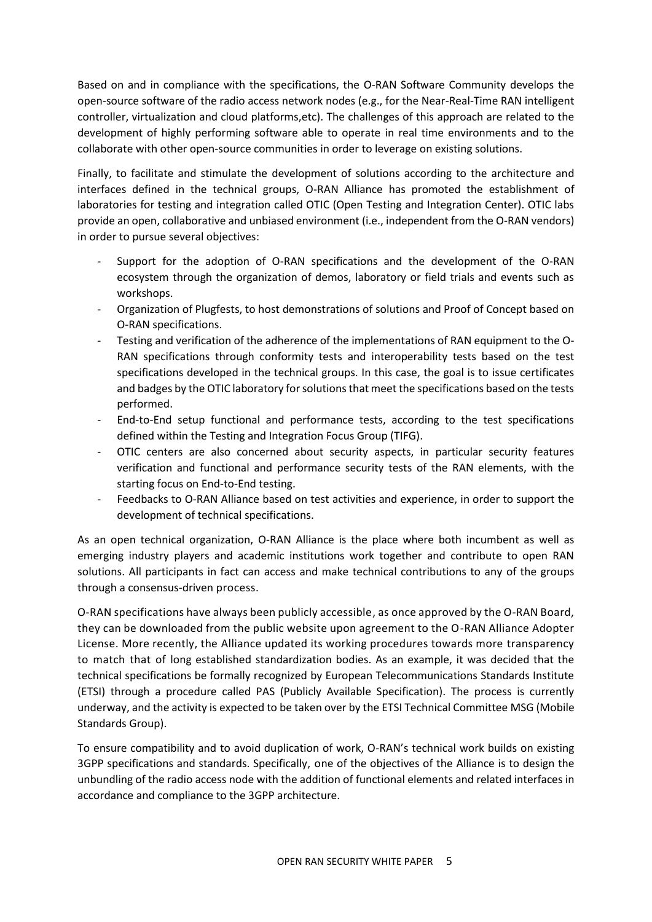Based on and in compliance with the specifications, the O-RAN Software Community develops the open-source software of the radio access network nodes (e.g., for the Near-Real-Time RAN intelligent controller, virtualization and cloud platforms,etc). The challenges of this approach are related to the development of highly performing software able to operate in real time environments and to the collaborate with other open-source communities in order to leverage on existing solutions.

Finally, to facilitate and stimulate the development of solutions according to the architecture and interfaces defined in the technical groups, O-RAN Alliance has promoted the establishment of laboratories for testing and integration called OTIC (Open Testing and Integration Center). OTIC labs provide an open, collaborative and unbiased environment (i.e., independent from the O-RAN vendors) in order to pursue several objectives:

- Support for the adoption of O-RAN specifications and the development of the O-RAN ecosystem through the organization of demos, laboratory or field trials and events such as workshops.
- Organization of Plugfests, to host demonstrations of solutions and Proof of Concept based on O-RAN specifications.
- Testing and verification of the adherence of the implementations of RAN equipment to the O-RAN specifications through conformity tests and interoperability tests based on the test specifications developed in the technical groups. In this case, the goal is to issue certificates and badges by the OTIC laboratory for solutions that meet the specifications based on the tests performed.
- End-to-End setup functional and performance tests, according to the test specifications defined within the Testing and Integration Focus Group (TIFG).
- OTIC centers are also concerned about security aspects, in particular security features verification and functional and performance security tests of the RAN elements, with the starting focus on End-to-End testing.
- Feedbacks to O-RAN Alliance based on test activities and experience, in order to support the development of technical specifications.

As an open technical organization, O-RAN Alliance is the place where both incumbent as well as emerging industry players and academic institutions work together and contribute to open RAN solutions. All participants in fact can access and make technical contributions to any of the groups through a consensus-driven process.

O-RAN specifications have always been publicly accessible, as once approved by the O-RAN Board, they can be downloaded from the public website upon agreement to the O-RAN Alliance Adopter License. More recently, the Alliance updated its working procedures towards more transparency to match that of long established standardization bodies. As an example, it was decided that the technical specifications be formally recognized by European Telecommunications Standards Institute (ETSI) through a procedure called PAS (Publicly Available Specification). The process is currently underway, and the activity is expected to be taken over by the ETSI Technical Committee MSG (Mobile Standards Group).

To ensure compatibility and to avoid duplication of work, O-RAN's technical work builds on existing 3GPP specifications and standards. Specifically, one of the objectives of the Alliance is to design the unbundling of the radio access node with the addition of functional elements and related interfaces in accordance and compliance to the 3GPP architecture.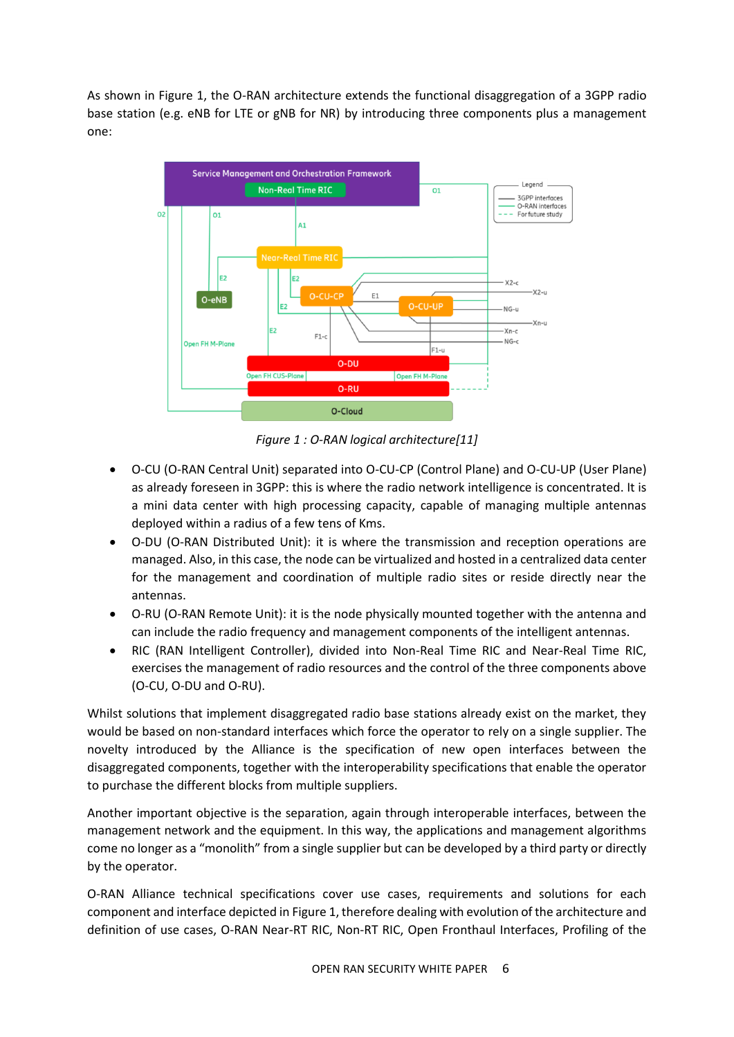As shown in Figure 1, the O-RAN architecture extends the functional disaggregation of a 3GPP radio base station (e.g. eNB for LTE or gNB for NR) by introducing three components plus a management one:

*Figure 1 : O-RAN logical architecture[11]*

- O-CU (O-RAN Central Unit) separated into O-CU-CP (Control Plane) and O-CU-UP (User Plane) as already foreseen in 3GPP: this is where the radio network intelligence is concentrated. It is a mini data center with high processing capacity, capable of managing multiple antennas deployed within a radius of a few tens of Kms.
- O-DU (O-RAN Distributed Unit): it is where the transmission and reception operations are managed. Also, in this case, the node can be virtualized and hosted in a centralized data center for the management and coordination of multiple radio sites or reside directly near the antennas.
- O-RU (O-RAN Remote Unit): it is the node physically mounted together with the antenna and can include the radio frequency and management components of the intelligent antennas.
- RIC (RAN Intelligent Controller), divided into Non-Real Time RIC and Near-Real Time RIC, exercises the management of radio resources and the control of the three components above (O-CU, O-DU and O-RU).

Whilst solutions that implement disaggregated radio base stations already exist on the market, they would be based on non-standard interfaces which force the operator to rely on a single supplier. The novelty introduced by the Alliance is the specification of new open interfaces between the disaggregated components, together with the interoperability specifications that enable the operator to purchase the different blocks from multiple suppliers.

Another important objective is the separation, again through interoperable interfaces, between the management network and the equipment. In this way, the applications and management algorithms come no longer as a "monolith" from a single supplier but can be developed by a third party or directly by the operator.

O-RAN Alliance technical specifications cover use cases, requirements and solutions for each component and interface depicted in Figure 1, therefore dealing with evolution of the architecture and definition of use cases, O-RAN Near-RT RIC, Non-RT RIC, Open Fronthaul Interfaces, Profiling of the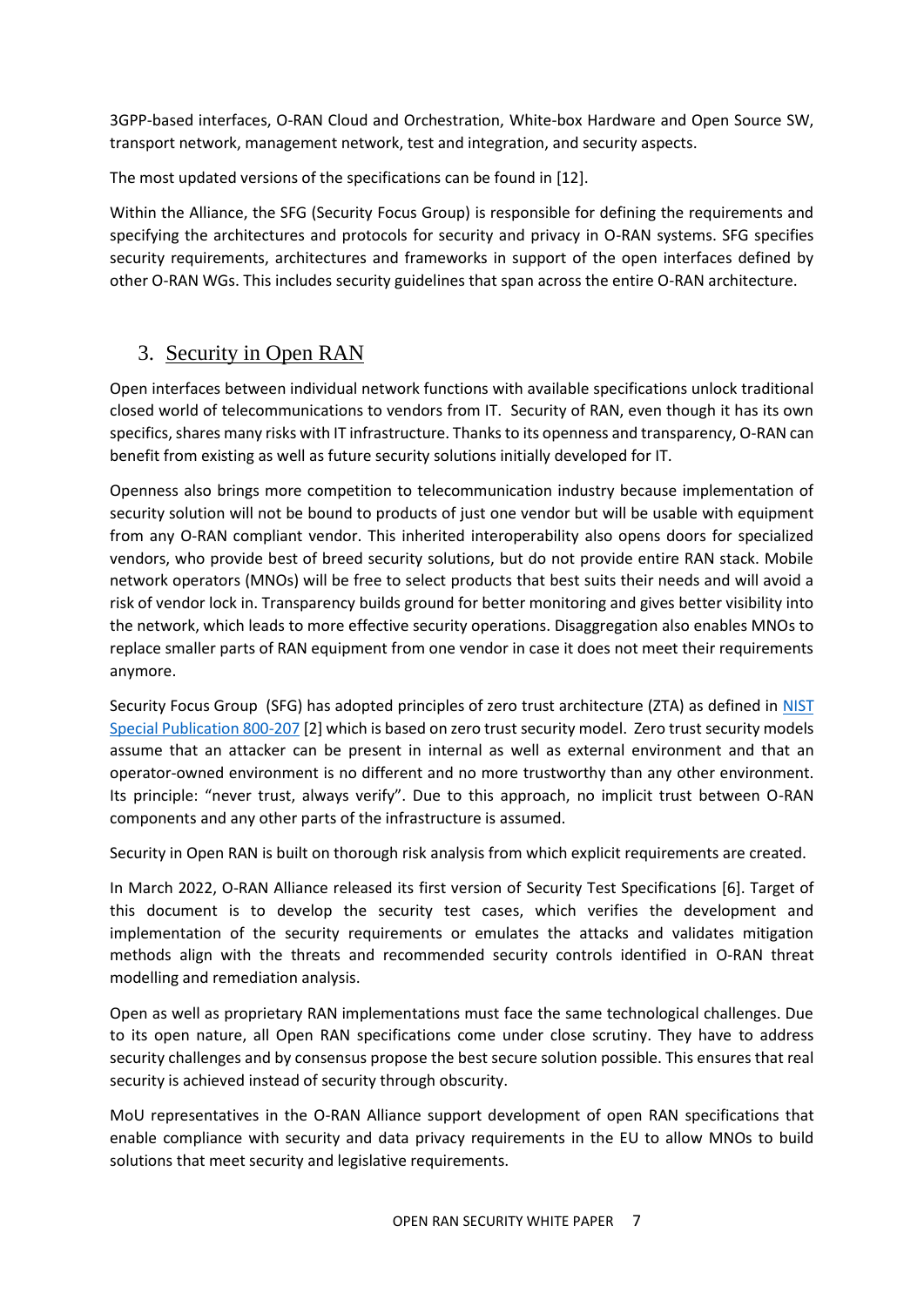3GPP-based interfaces, O-RAN Cloud and Orchestration, White-box Hardware and Open Source SW, transport network, management network, test and integration, and security aspects.

The most updated versions of the specifications can be found in [12].

Within the Alliance, the SFG (Security Focus Group) is responsible for defining the requirements and specifying the architectures and protocols for security and privacy in O-RAN systems. SFG specifies security requirements, architectures and frameworks in support of the open interfaces defined by other O-RAN WGs. This includes security guidelines that span across the entire O-RAN architecture.

## 3. Security in Open RAN

Open interfaces between individual network functions with available specifications unlock traditional closed world of telecommunications to vendors from IT. Security of RAN, even though it has its own specifics, shares many risks with IT infrastructure. Thanks to its openness and transparency, O-RAN can benefit from existing as well as future security solutions initially developed for IT.

Openness also brings more competition to telecommunication industry because implementation of security solution will not be bound to products of just one vendor but will be usable with equipment from any O-RAN compliant vendor. This inherited interoperability also opens doors for specialized vendors, who provide best of breed security solutions, but do not provide entire RAN stack. Mobile network operators (MNOs) will be free to select products that best suits their needs and will avoid a risk of vendor lock in. Transparency builds ground for better monitoring and gives better visibility into the network, which leads to more effective security operations. Disaggregation also enables MNOs to replace smaller parts of RAN equipment from one vendor in case it does not meet their requirements anymore.

Security Focus Group (SFG) has adopted principles of zero trust architecture (ZTA) as defined in NIST Special Publication 800-207 [2] which is based on zero trust security model. Zero trust security models assume that an attacker can be present in internal as well as external environment and that an operator-owned environment is no different and no more trustworthy than any other environment. Its principle: "never trust, always verify". Due to this approach, no implicit trust between O-RAN components and any other parts of the infrastructure is assumed.

Security in Open RAN is built on thorough risk analysis from which explicit requirements are created.

In March 2022, O-RAN Alliance released its first version of Security Test Specifications [6]. Target of this document is to develop the security test cases, which verifies the development and implementation of the security requirements or emulates the attacks and validates mitigation methods align with the threats and recommended security controls identified in O-RAN threat modelling and remediation analysis.

Open as well as proprietary RAN implementations must face the same technological challenges. Due to its open nature, all Open RAN specifications come under close scrutiny. They have to address security challenges and by consensus propose the best secure solution possible. This ensures that real security is achieved instead of security through obscurity.

MoU representatives in the O-RAN Alliance support development of open RAN specifications that enable compliance with security and data privacy requirements in the EU to allow MNOs to build solutions that meet security and legislative requirements.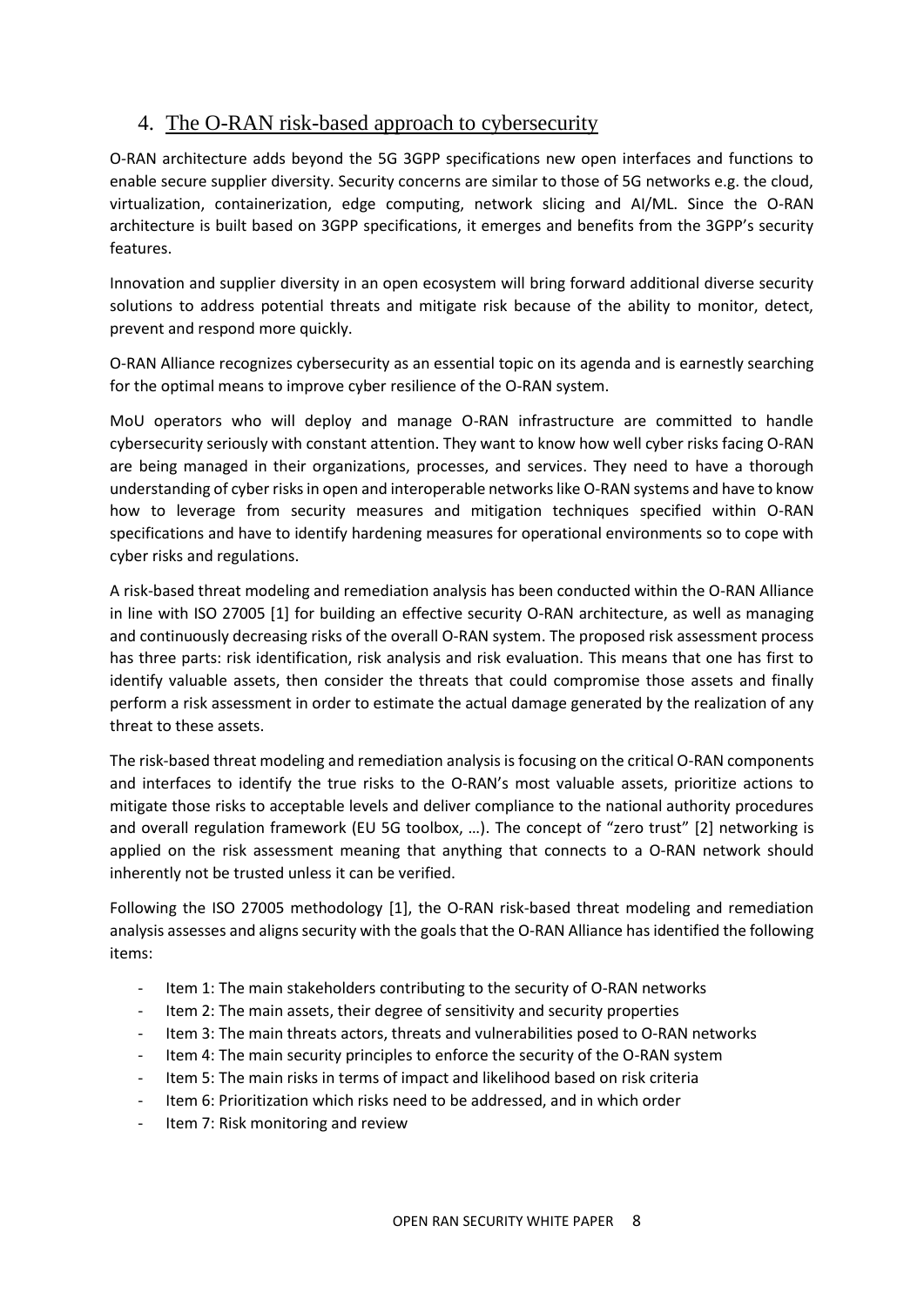# 4. The O-RAN risk-based approach to cybersecurity

O-RAN architecture adds beyond the 5G 3GPP specifications new open interfaces and functions to enable secure supplier diversity. Security concerns are similar to those of 5G networks e.g. the cloud, virtualization, containerization, edge computing, network slicing and AI/ML. Since the O-RAN architecture is built based on 3GPP specifications, it emerges and benefits from the 3GPP's security features.

Innovation and supplier diversity in an open ecosystem will bring forward additional diverse security solutions to address potential threats and mitigate risk because of the ability to monitor, detect, prevent and respond more quickly.

O-RAN Alliance recognizes cybersecurity as an essential topic on its agenda and is earnestly searching for the optimal means to improve cyber resilience of the O-RAN system.

MoU operators who will deploy and manage O-RAN infrastructure are committed to handle cybersecurity seriously with constant attention. They want to know how well cyber risks facing O-RAN are being managed in their organizations, processes, and services. They need to have a thorough understanding of cyber risks in open and interoperable networks like O-RAN systems and have to know how to leverage from security measures and mitigation techniques specified within O-RAN specifications and have to identify hardening measures for operational environments so to cope with cyber risks and regulations.

A risk-based threat modeling and remediation analysis has been conducted within the O-RAN Alliance in line with ISO 27005 [1] for building an effective security O-RAN architecture, as well as managing and continuously decreasing risks of the overall O-RAN system. The proposed risk assessment process has three parts: risk identification, risk analysis and risk evaluation. This means that one has first to identify valuable assets, then consider the threats that could compromise those assets and finally perform a risk assessment in order to estimate the actual damage generated by the realization of any threat to these assets.

The risk-based threat modeling and remediation analysis is focusing on the critical O-RAN components and interfaces to identify the true risks to the O-RAN's most valuable assets, prioritize actions to mitigate those risks to acceptable levels and deliver compliance to the national authority procedures and overall regulation framework (EU 5G toolbox, …). The concept of "zero trust" [2] networking is applied on the risk assessment meaning that anything that connects to a O-RAN network should inherently not be trusted unless it can be verified.

Following the ISO 27005 methodology [1], the O-RAN risk-based threat modeling and remediation analysis assesses and aligns security with the goals that the O-RAN Alliance has identified the following items:

- Item 1: The main stakeholders contributing to the security of O-RAN networks
- Item 2: The main assets, their degree of sensitivity and security properties
- Item 3: The main threats actors, threats and vulnerabilities posed to O-RAN networks
- Item 4: The main security principles to enforce the security of the O-RAN system
- Item 5: The main risks in terms of impact and likelihood based on risk criteria
- Item 6: Prioritization which risks need to be addressed, and in which order
- Item 7: Risk monitoring and review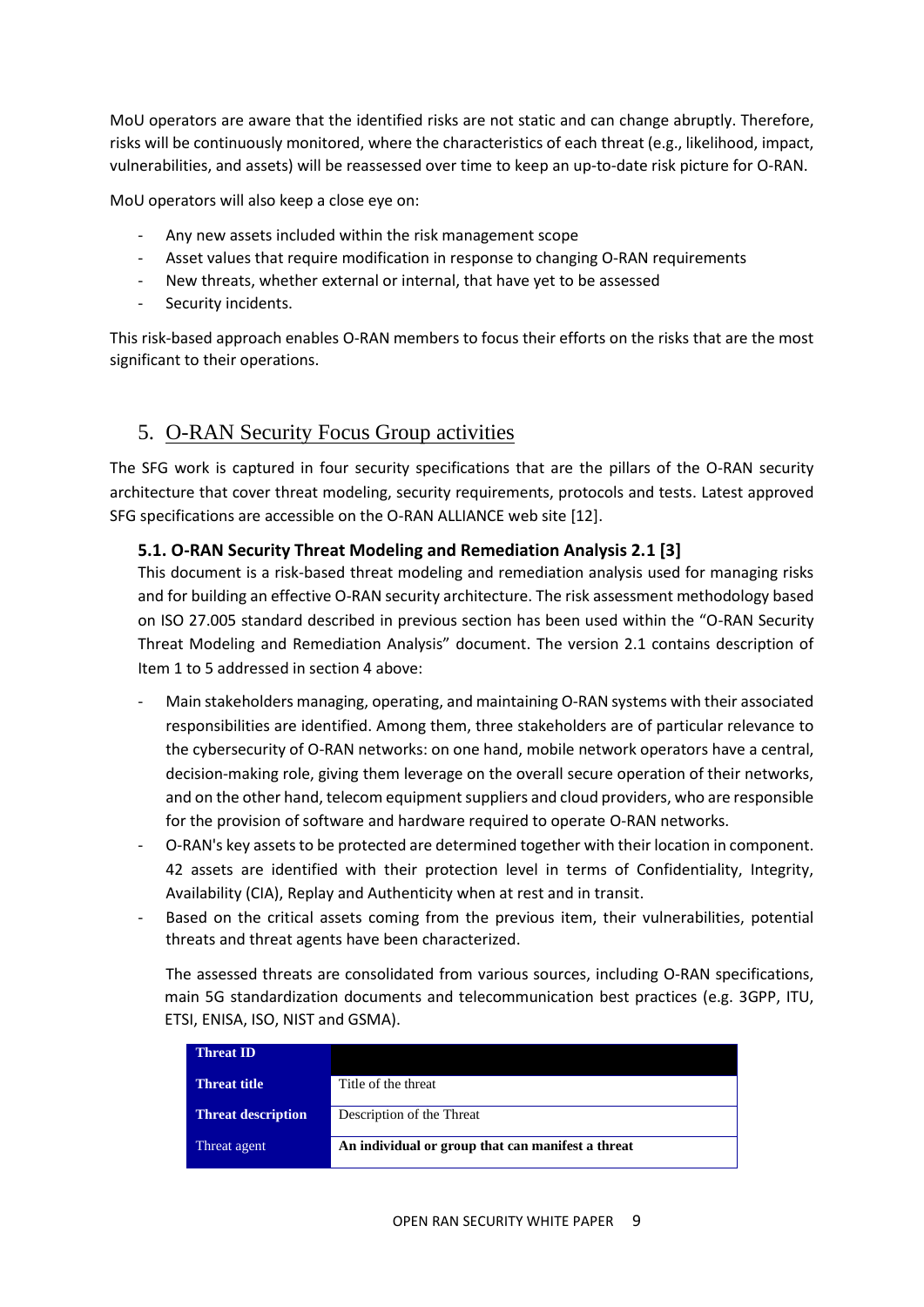MoU operators are aware that the identified risks are not static and can change abruptly. Therefore, risks will be continuously monitored, where the characteristics of each threat (e.g., likelihood, impact, vulnerabilities, and assets) will be reassessed over time to keep an up-to-date risk picture for O-RAN.

MoU operators will also keep a close eye on:

- Any new assets included within the risk management scope
- Asset values that require modification in response to changing O-RAN requirements
- New threats, whether external or internal, that have yet to be assessed
- Security incidents.

This risk-based approach enables O-RAN members to focus their efforts on the risks that are the most significant to their operations.

## 5. O-RAN Security Focus Group activities

The SFG work is captured in four security specifications that are the pillars of the O-RAN security architecture that cover threat modeling, security requirements, protocols and tests. Latest approved SFG specifications are accessible on the O-RAN ALLIANCE web site [12].

### 5.1. O-RAN Security Threat Modeling and Remediation Analysis 2.1 [3]

This document is a risk-based threat modeling and remediation analysis used for managing risks and for building an effective O-RAN security architecture. The risk assessment methodology based on ISO 27.005 standard described in previous section has been used within the "O-RAN Security Threat Modeling and Remediation Analysis" document. The version 2.1 contains description of Item 1 to 5 addressed in section 4 above:

- Main stakeholders managing, operating, and maintaining O-RAN systems with their associated responsibilities are identified. Among them, three stakeholders are of particular relevance to the cybersecurity of O-RAN networks: on one hand, mobile network operators have a central, decision-making role, giving them leverage on the overall secure operation of their networks, and on the other hand, telecom equipment suppliers and cloud providers, who are responsible for the provision of software and hardware required to operate O-RAN networks.
- O-RAN's key assets to be protected are determined together with their location in component. 42 assets are identified with their protection level in terms of Confidentiality, Integrity, Availability (CIA), Replay and Authenticity when at rest and in transit.
- Based on the critical assets coming from the previous item, their vulnerabilities, potential threats and threat agents have been characterized.

  The assessed threats are consolidated from various sources, including O-RAN specifications, main 5G standardization documents and telecommunication best practices (e.g. 3GPP, ITU, ETSI, ENISA, ISO, NIST and GSMA).

| **Threat ID** | |
|---|---|
| **Threat title** | Title of the threat |
| **Threat description** | Description of the Threat |
| Threat agent | **An individual or group that can manifest a threat** |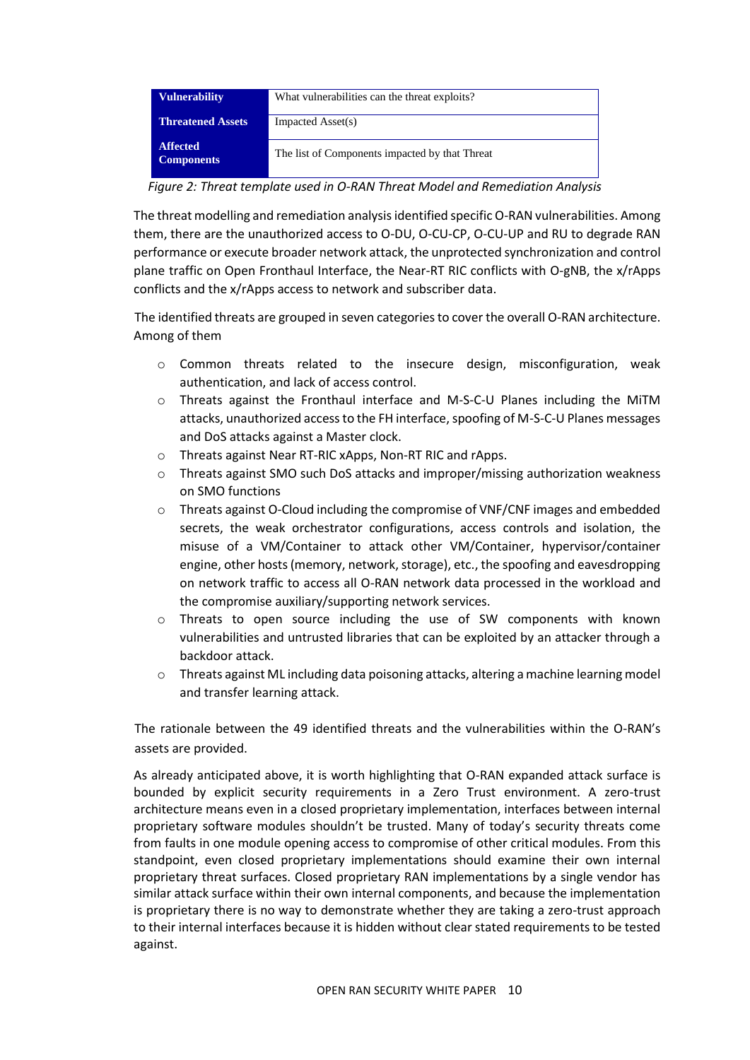| Vulnerability | What vulnerabilities can the threat exploits? |
|---|---|
| Threatened Assets | Impacted Asset(s) |
| Affected Components | The list of Components impacted by that Threat |

*Figure 2: Threat template used in O-RAN Threat Model and Remediation Analysis*

The threat modelling and remediation analysis identified specific O-RAN vulnerabilities. Among them, there are the unauthorized access to O-DU, O-CU-CP, O-CU-UP and RU to degrade RAN performance or execute broader network attack, the unprotected synchronization and control plane traffic on Open Fronthaul Interface, the Near-RT RIC conflicts with O-gNB, the x/rApps conflicts and the x/rApps access to network and subscriber data.

The identified threats are grouped in seven categories to cover the overall O-RAN architecture. Among of them

- Common threats related to the insecure design, misconfiguration, weak authentication, and lack of access control.
- Threats against the Fronthaul interface and M-S-C-U Planes including the MiTM attacks, unauthorized access to the FH interface, spoofing of M-S-C-U Planes messages and DoS attacks against a Master clock.
- Threats against Near RT-RIC xApps, Non-RT RIC and rApps.
- Threats against SMO such DoS attacks and improper/missing authorization weakness on SMO functions
- Threats against O-Cloud including the compromise of VNF/CNF images and embedded secrets, the weak orchestrator configurations, access controls and isolation, the misuse of a VM/Container to attack other VM/Container, hypervisor/container engine, other hosts (memory, network, storage), etc., the spoofing and eavesdropping on network traffic to access all O-RAN network data processed in the workload and the compromise auxiliary/supporting network services.
- Threats to open source including the use of SW components with known vulnerabilities and untrusted libraries that can be exploited by an attacker through a backdoor attack.
- Threats against ML including data poisoning attacks, altering a machine learning model and transfer learning attack.

The rationale between the 49 identified threats and the vulnerabilities within the O-RAN's assets are provided.

As already anticipated above, it is worth highlighting that O-RAN expanded attack surface is bounded by explicit security requirements in a Zero Trust environment. A zero-trust architecture means even in a closed proprietary implementation, interfaces between internal proprietary software modules shouldn't be trusted. Many of today's security threats come from faults in one module opening access to compromise of other critical modules. From this standpoint, even closed proprietary implementations should examine their own internal proprietary threat surfaces. Closed proprietary RAN implementations by a single vendor has similar attack surface within their own internal components, and because the implementation is proprietary there is no way to demonstrate whether they are taking a zero-trust approach to their internal interfaces because it is hidden without clear stated requirements to be tested against.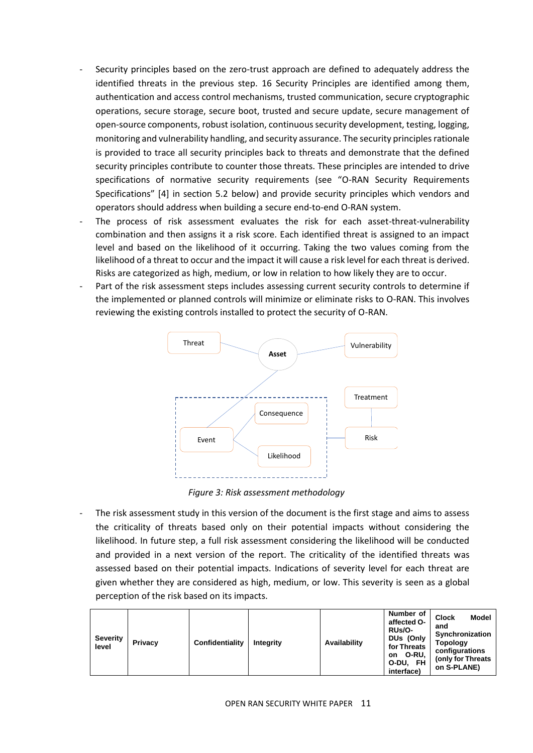- Security principles based on the zero-trust approach are defined to adequately address the identified threats in the previous step. 16 Security Principles are identified among them, authentication and access control mechanisms, trusted communication, secure cryptographic operations, secure storage, secure boot, trusted and secure update, secure management of open-source components, robust isolation, continuous security development, testing, logging, monitoring and vulnerability handling, and security assurance. The security principles rationale is provided to trace all security principles back to threats and demonstrate that the defined security principles contribute to counter those threats. These principles are intended to drive specifications of normative security requirements (see "O-RAN Security Requirements Specifications" [4] in section 5.2 below) and provide security principles which vendors and operators should address when building a secure end-to-end O-RAN system.
- The process of risk assessment evaluates the risk for each asset-threat-vulnerability combination and then assigns it a risk score. Each identified threat is assigned to an impact level and based on the likelihood of it occurring. Taking the two values coming from the likelihood of a threat to occur and the impact it will cause a risk level for each threat is derived. Risks are categorized as high, medium, or low in relation to how likely they are to occur.
- Part of the risk assessment steps includes assessing current security controls to determine if the implemented or planned controls will minimize or eliminate risks to O-RAN. This involves reviewing the existing controls installed to protect the security of O-RAN.

*Figure 3: Risk assessment methodology*

- The risk assessment study in this version of the document is the first stage and aims to assess the criticality of threats based only on their potential impacts without considering the likelihood. In future step, a full risk assessment considering the likelihood will be conducted and provided in a next version of the report. The criticality of the identified threats was assessed based on their potential impacts. Indications of severity level for each threat are given whether they are considered as high, medium, or low. This severity is seen as a global perception of the risk based on its impacts.

| **Severity level** | **Privacy** | **Confidentiality** | **Integrity** | **Availability** | **Number of affected O-RUs/O-DUs (Only for Threats on O-RU, O-DU, FH interface)** | **Clock Model and Synchronization Topology configurations (only for Threats on S-PLANE)** |
|---|---|---|---|---|---|---|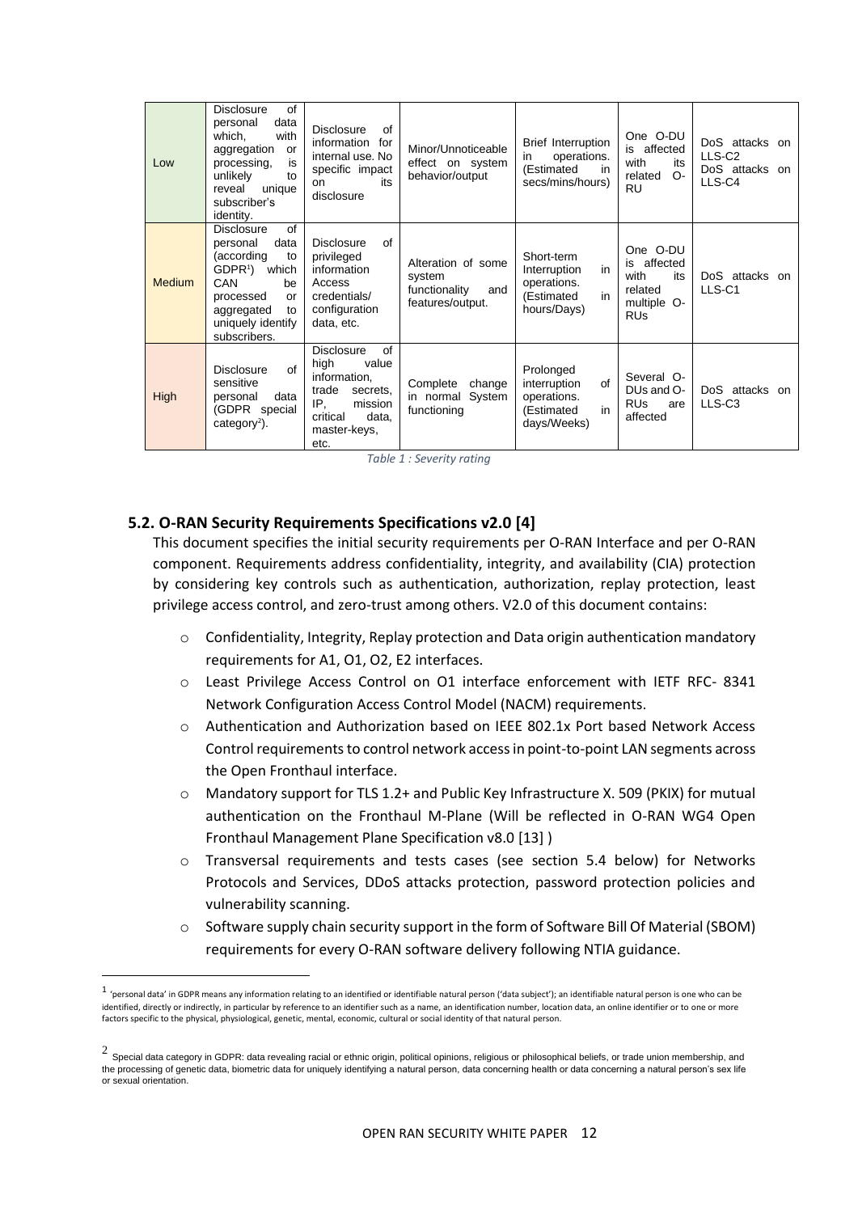| Low | Disclosure of personal data which, with aggregation or processing, is unlikely to reveal unique subscriber's identity. | Disclosure of information for internal use. No specific impact on its disclosure | Minor/Unnoticeable effect on system behavior/output | Brief Interruption in operations. (Estimated in secs/mins/hours) | One O-DU is affected with its related O-RU | DoS attacks on LLS-C2 DoS attacks on LLS-C4 |
|---|---|---|---|---|---|---|
| Medium | Disclosure of personal data (according to GDPR[1]) which CAN be processed or aggregated to uniquely identify subscribers. | Disclosure of privileged information Access credentials/ configuration data, etc. | Alteration of some system functionality and features/output. | Short-term Interruption in operations. (Estimated in hours/Days) | One O-DU is affected with its related multiple O-RUs | DoS attacks on LLS-C1 |
| High | Disclosure of sensitive personal data (GDPR special category[2]). | Disclosure of high value information, trade secrets, IP, mission critical data, master-keys, etc. | Complete change in normal System functioning | Prolonged interruption of operations. (Estimated in days/Weeks) | Several O-DUs and O-RUs are affected | DoS attacks on LLS-C3 |

*Table 1 : Severity rating*

### 5.2. O-RAN Security Requirements Specifications v2.0 [4]

This document specifies the initial security requirements per O-RAN Interface and per O-RAN component. Requirements address confidentiality, integrity, and availability (CIA) protection by considering key controls such as authentication, authorization, replay protection, least privilege access control, and zero-trust among others. V2.0 of this document contains:

- Confidentiality, Integrity, Replay protection and Data origin authentication mandatory requirements for A1, O1, O2, E2 interfaces.
- Least Privilege Access Control on O1 interface enforcement with IETF RFC- 8341 Network Configuration Access Control Model (NACM) requirements.
- Authentication and Authorization based on IEEE 802.1x Port based Network Access Control requirements to control network access in point-to-point LAN segments across the Open Fronthaul interface.
- Mandatory support for TLS 1.2+ and Public Key Infrastructure X. 509 (PKIX) for mutual authentication on the Fronthaul M-Plane (Will be reflected in O-RAN WG4 Open Fronthaul Management Plane Specification v8.0 [13] )
- Transversal requirements and tests cases (see section 5.4 below) for Networks Protocols and Services, DDoS attacks protection, password protection policies and vulnerability scanning.
- Software supply chain security support in the form of Software Bill Of Material (SBOM) requirements for every O-RAN software delivery following NTIA guidance.

---

[1] 'personal data' in GDPR means any information relating to an identified or identifiable natural person ('data subject'); an identifiable natural person is one who can be identified, directly or indirectly, in particular by reference to an identifier such as a name, an identification number, location data, an online identifier or to one or more factors specific to the physical, physiological, genetic, mental, economic, cultural or social identity of that natural person.

[2] Special data category in GDPR: data revealing racial or ethnic origin, political opinions, religious or philosophical beliefs, or trade union membership, and the processing of genetic data, biometric data for uniquely identifying a natural person, data concerning health or data concerning a natural person's sex life or sexual orientation.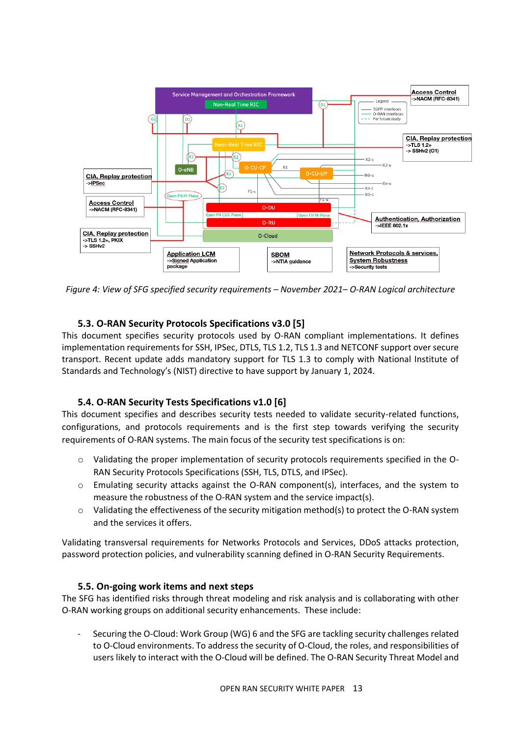*Figure 4: View of SFG specified security requirements – November 2021– O-RAN Logical architecture*

### 5.3. O-RAN Security Protocols Specifications v3.0 [5]

This document specifies security protocols used by O-RAN compliant implementations. It defines implementation requirements for SSH, IPSec, DTLS, TLS 1.2, TLS 1.3 and NETCONF support over secure transport. Recent update adds mandatory support for TLS 1.3 to comply with National Institute of Standards and Technology's (NIST) directive to have support by January 1, 2024.

### 5.4. O-RAN Security Tests Specifications v1.0 [6]

This document specifies and describes security tests needed to validate security-related functions, configurations, and protocols requirements and is the first step towards verifying the security requirements of O-RAN systems. The main focus of the security test specifications is on:

- Validating the proper implementation of security protocols requirements specified in the O-RAN Security Protocols Specifications (SSH, TLS, DTLS, and IPSec).
- Emulating security attacks against the O-RAN component(s), interfaces, and the system to measure the robustness of the O-RAN system and the service impact(s).
- Validating the effectiveness of the security mitigation method(s) to protect the O-RAN system and the services it offers.

Validating transversal requirements for Networks Protocols and Services, DDoS attacks protection, password protection policies, and vulnerability scanning defined in O-RAN Security Requirements.

### 5.5. On-going work items and next steps

The SFG has identified risks through threat modeling and risk analysis and is collaborating with other O-RAN working groups on additional security enhancements. These include:

- Securing the O-Cloud: Work Group (WG) 6 and the SFG are tackling security challenges related to O-Cloud environments. To address the security of O-Cloud, the roles, and responsibilities of users likely to interact with the O-Cloud will be defined. The O-RAN Security Threat Model and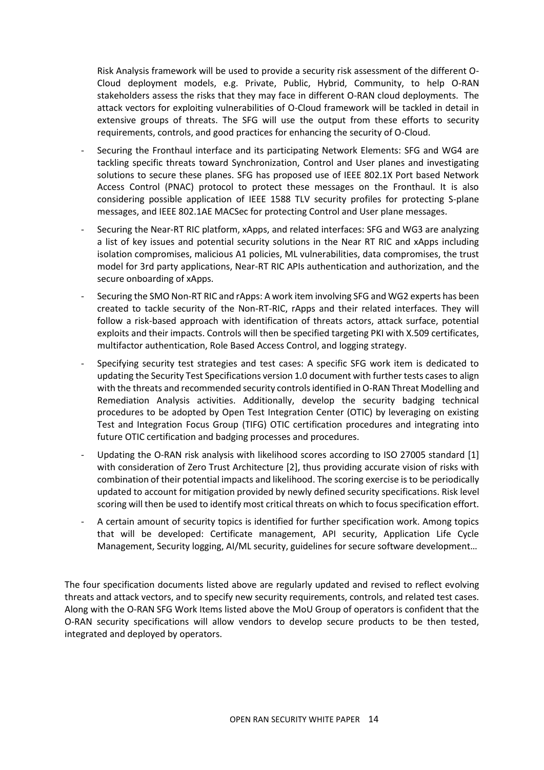Risk Analysis framework will be used to provide a security risk assessment of the different O-Cloud deployment models, e.g. Private, Public, Hybrid, Community, to help O-RAN stakeholders assess the risks that they may face in different O-RAN cloud deployments. The attack vectors for exploiting vulnerabilities of O-Cloud framework will be tackled in detail in extensive groups of threats. The SFG will use the output from these efforts to security requirements, controls, and good practices for enhancing the security of O-Cloud.

- Securing the Fronthaul interface and its participating Network Elements: SFG and WG4 are tackling specific threats toward Synchronization, Control and User planes and investigating solutions to secure these planes. SFG has proposed use of IEEE 802.1X Port based Network Access Control (PNAC) protocol to protect these messages on the Fronthaul. It is also considering possible application of IEEE 1588 TLV security profiles for protecting S-plane messages, and IEEE 802.1AE MACSec for protecting Control and User plane messages.
- Securing the Near-RT RIC platform, xApps, and related interfaces: SFG and WG3 are analyzing a list of key issues and potential security solutions in the Near RT RIC and xApps including isolation compromises, malicious A1 policies, ML vulnerabilities, data compromises, the trust model for 3rd party applications, Near-RT RIC APIs authentication and authorization, and the secure onboarding of xApps.
- Securing the SMO Non-RT RIC and rApps: A work item involving SFG and WG2 experts has been created to tackle security of the Non-RT-RIC, rApps and their related interfaces. They will follow a risk-based approach with identification of threats actors, attack surface, potential exploits and their impacts. Controls will then be specified targeting PKI with X.509 certificates, multifactor authentication, Role Based Access Control, and logging strategy.
- Specifying security test strategies and test cases: A specific SFG work item is dedicated to updating the Security Test Specifications version 1.0 document with further tests cases to align with the threats and recommended security controls identified in O-RAN Threat Modelling and Remediation Analysis activities. Additionally, develop the security badging technical procedures to be adopted by Open Test Integration Center (OTIC) by leveraging on existing Test and Integration Focus Group (TIFG) OTIC certification procedures and integrating into future OTIC certification and badging processes and procedures.
- Updating the O-RAN risk analysis with likelihood scores according to ISO 27005 standard [1] with consideration of Zero Trust Architecture [2], thus providing accurate vision of risks with combination of their potential impacts and likelihood. The scoring exercise is to be periodically updated to account for mitigation provided by newly defined security specifications. Risk level scoring will then be used to identify most critical threats on which to focus specification effort.
- A certain amount of security topics is identified for further specification work. Among topics that will be developed: Certificate management, API security, Application Life Cycle Management, Security logging, AI/ML security, guidelines for secure software development…

The four specification documents listed above are regularly updated and revised to reflect evolving threats and attack vectors, and to specify new security requirements, controls, and related test cases. Along with the O-RAN SFG Work Items listed above the MoU Group of operators is confident that the O-RAN security specifications will allow vendors to develop secure products to be then tested, integrated and deployed by operators.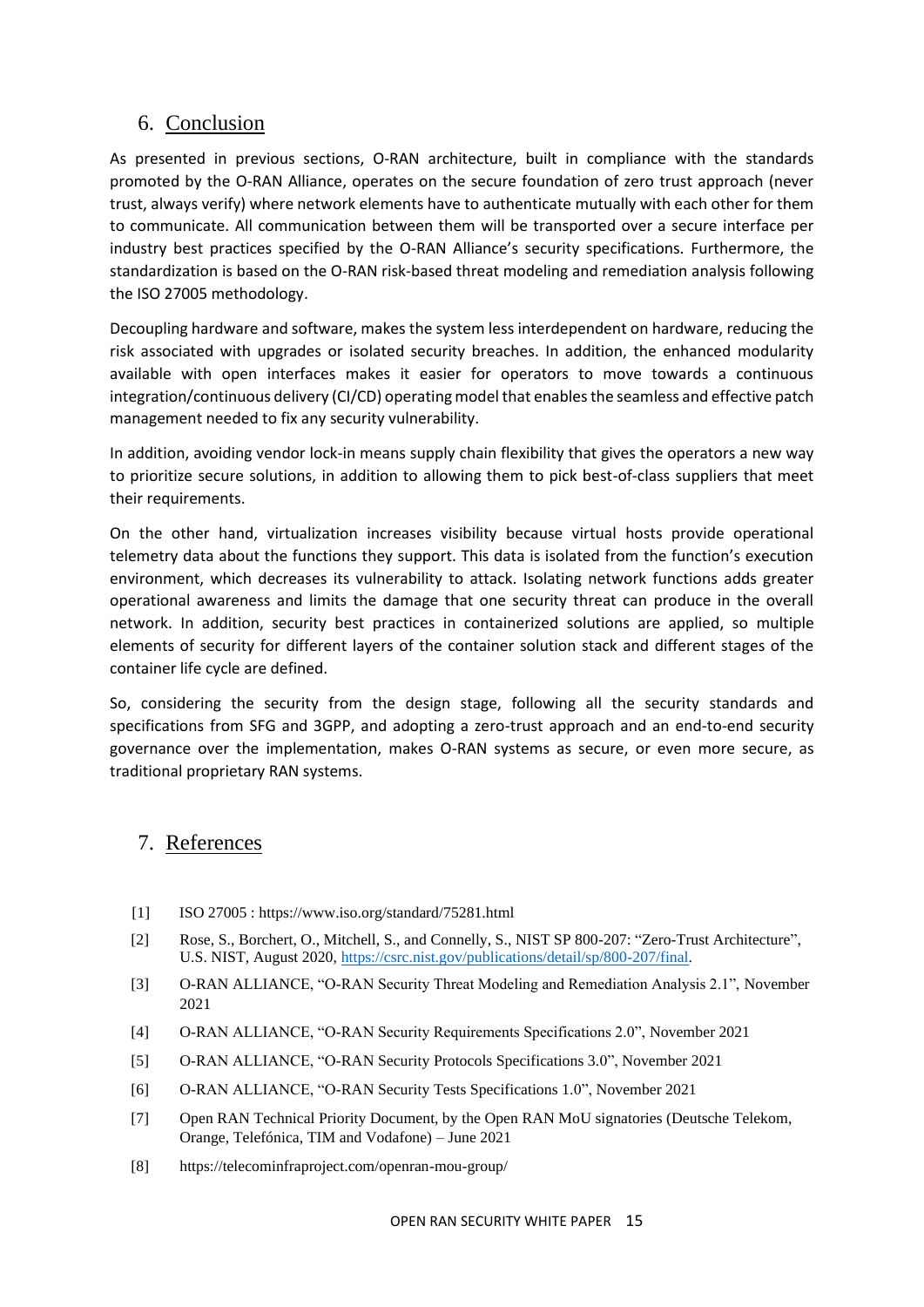## 6. Conclusion

As presented in previous sections, O-RAN architecture, built in compliance with the standards promoted by the O-RAN Alliance, operates on the secure foundation of zero trust approach (never trust, always verify) where network elements have to authenticate mutually with each other for them to communicate. All communication between them will be transported over a secure interface per industry best practices specified by the O-RAN Alliance's security specifications. Furthermore, the standardization is based on the O-RAN risk-based threat modeling and remediation analysis following the ISO 27005 methodology.

Decoupling hardware and software, makes the system less interdependent on hardware, reducing the risk associated with upgrades or isolated security breaches. In addition, the enhanced modularity available with open interfaces makes it easier for operators to move towards a continuous integration/continuous delivery (CI/CD) operating model that enables the seamless and effective patch management needed to fix any security vulnerability.

In addition, avoiding vendor lock-in means supply chain flexibility that gives the operators a new way to prioritize secure solutions, in addition to allowing them to pick best-of-class suppliers that meet their requirements.

On the other hand, virtualization increases visibility because virtual hosts provide operational telemetry data about the functions they support. This data is isolated from the function's execution environment, which decreases its vulnerability to attack. Isolating network functions adds greater operational awareness and limits the damage that one security threat can produce in the overall network. In addition, security best practices in containerized solutions are applied, so multiple elements of security for different layers of the container solution stack and different stages of the container life cycle are defined.

So, considering the security from the design stage, following all the security standards and specifications from SFG and 3GPP, and adopting a zero-trust approach and an end-to-end security governance over the implementation, makes O-RAN systems as secure, or even more secure, as traditional proprietary RAN systems.

## 7. References

[1] ISO 27005 : https://www.iso.org/standard/75281.html

[2] Rose, S., Borchert, O., Mitchell, S., and Connelly, S., NIST SP 800-207: "Zero-Trust Architecture", U.S. NIST, August 2020, https://csrc.nist.gov/publications/detail/sp/800-207/final.

[3] O-RAN ALLIANCE, "O-RAN Security Threat Modeling and Remediation Analysis 2.1", November 2021

[4] O-RAN ALLIANCE, "O-RAN Security Requirements Specifications 2.0", November 2021

[5] O-RAN ALLIANCE, "O-RAN Security Protocols Specifications 3.0", November 2021

[6] O-RAN ALLIANCE, "O-RAN Security Tests Specifications 1.0", November 2021

[7] Open RAN Technical Priority Document, by the Open RAN MoU signatories (Deutsche Telekom, Orange, Telefónica, TIM and Vodafone) – June 2021

[8] https://telecominfraproject.com/openran-mou-group/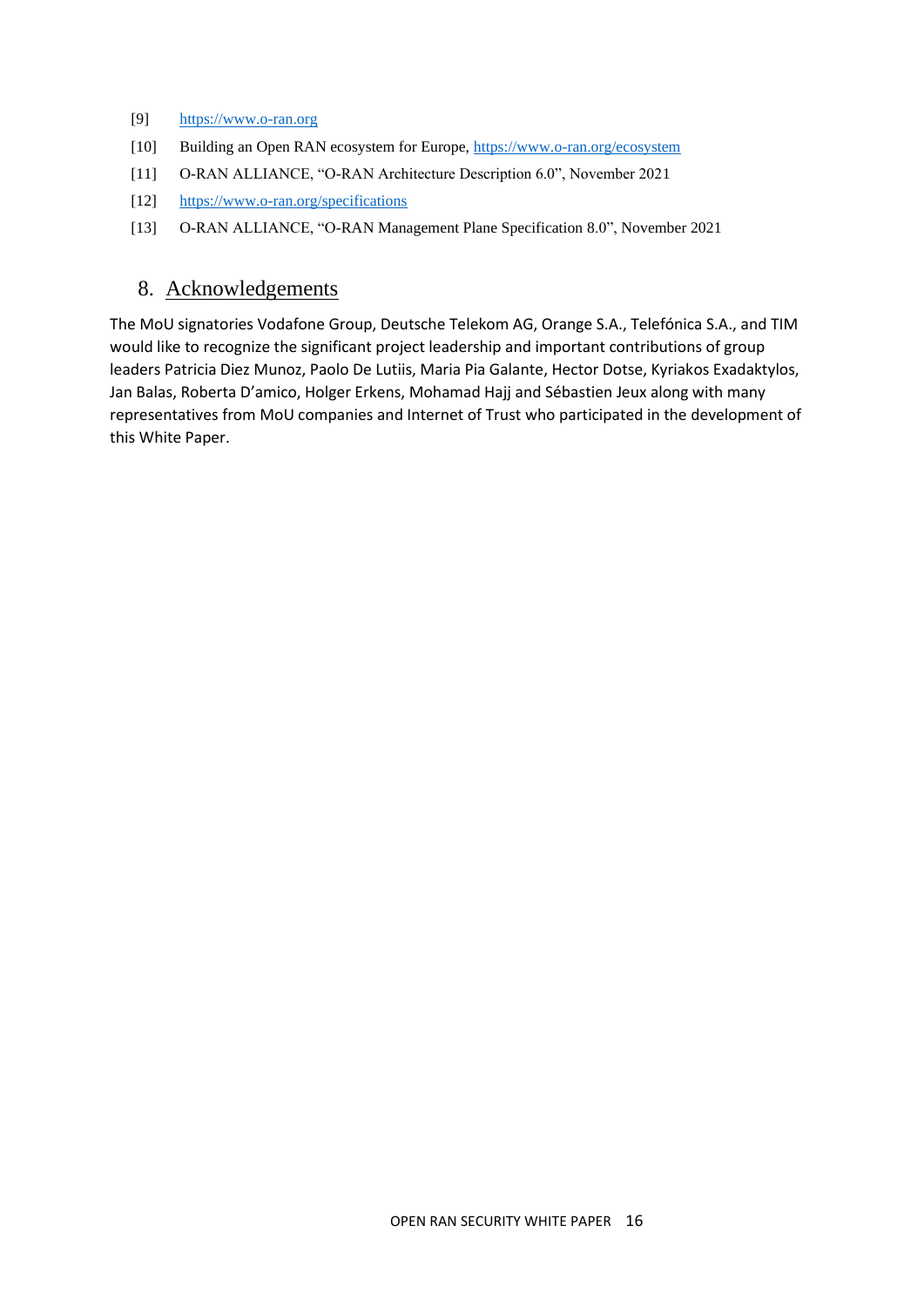[9] https://www.o-ran.org

[10] Building an Open RAN ecosystem for Europe, https://www.o-ran.org/ecosystem

[11] O-RAN ALLIANCE, "O-RAN Architecture Description 6.0", November 2021

[12] https://www.o-ran.org/specifications

[13] O-RAN ALLIANCE, "O-RAN Management Plane Specification 8.0", November 2021

## 8. Acknowledgements

The MoU signatories Vodafone Group, Deutsche Telekom AG, Orange S.A., Telefónica S.A., and TIM would like to recognize the significant project leadership and important contributions of group leaders Patricia Diez Munoz, Paolo De Lutiis, Maria Pia Galante, Hector Dotse, Kyriakos Exadaktylos, Jan Balas, Roberta D'amico, Holger Erkens, Mohamad Hajj and Sébastien Jeux along with many representatives from MoU companies and Internet of Trust who participated in the development of this White Paper.